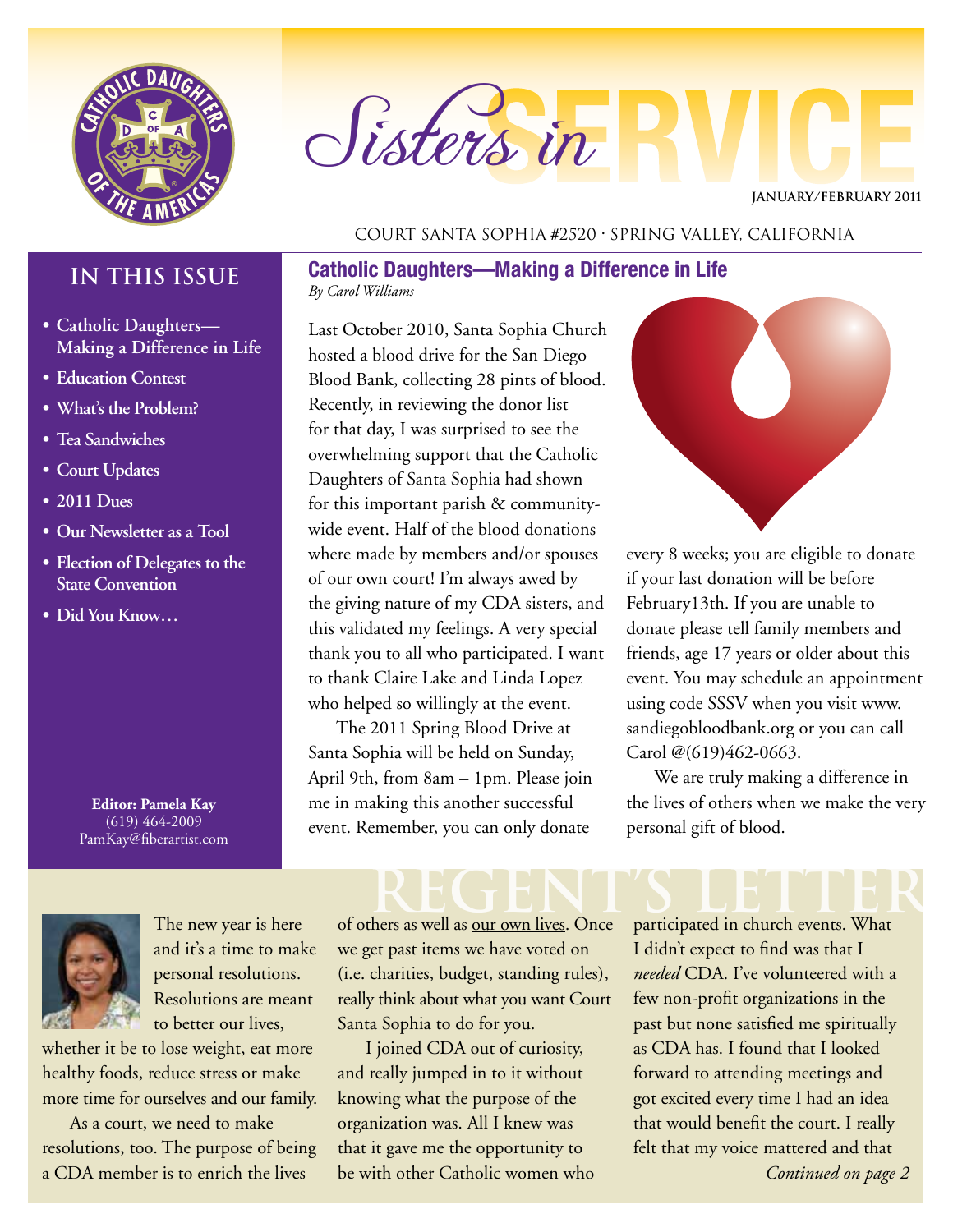# Sisters in SERVICE

JANUARY/FEBRUARY 2011

COURT SANTA SOPHIA #2520 · SPRING VALLEY, CALIFORNIA

## IN THIS ISSUE

- Catholic Daughters—Making a Difference in Life
- Education Contest
- What's the Problem?
- Tea Sandwiches
- Court Updates
- 2011 Dues
- Our Newsletter as a Tool
- Election of Delegates to the State Convention
- Did You Know…

**Editor: Pamela Kay**
(619) 464-2009
PamKay@fiberartist.com

## Catholic Daughters—Making a Difference in Life

*By Carol Williams*

Last October 2010, Santa Sophia Church hosted a blood drive for the San Diego Blood Bank, collecting 28 pints of blood. Recently, in reviewing the donor list for that day, I was surprised to see the overwhelming support that the Catholic Daughters of Santa Sophia had shown for this important parish & community-wide event. Half of the blood donations where made by members and/or spouses of our own court! I'm always awed by the giving nature of my CDA sisters, and this validated my feelings. A very special thank you to all who participated. I want to thank Claire Lake and Linda Lopez who helped so willingly at the event.

The 2011 Spring Blood Drive at Santa Sophia will be held on Sunday, April 9th, from 8am – 1pm. Please join me in making this another successful event. Remember, you can only donate every 8 weeks; you are eligible to donate if your last donation will be before February13th. If you are unable to donate please tell family members and friends, age 17 years or older about this event. You may schedule an appointment using code SSSV when you visit www.sandiegobloodbank.org or you can call Carol @(619)462-0663.

We are truly making a difference in the lives of others when we make the very personal gift of blood.

## REGENT'S LETTER

The new year is here and it's a time to make personal resolutions. Resolutions are meant to better our lives, whether it be to lose weight, eat more healthy foods, reduce stress or make more time for ourselves and our family.

As a court, we need to make resolutions, too. The purpose of being a CDA member is to enrich the lives of others as well as our own lives. Once we get past items we have voted on (i.e. charities, budget, standing rules), really think about what you want Court Santa Sophia to do for you.

I joined CDA out of curiosity, and really jumped in to it without knowing what the purpose of the organization was. All I knew was that it gave me the opportunity to be with other Catholic women who participated in church events. What I didn't expect to find was that I *needed* CDA. I've volunteered with a few non-profit organizations in the past but none satisfied me spiritually as CDA has. I found that I looked forward to attending meetings and got excited every time I had an idea that would benefit the court. I really felt that my voice mattered and that

*Continued on page 2*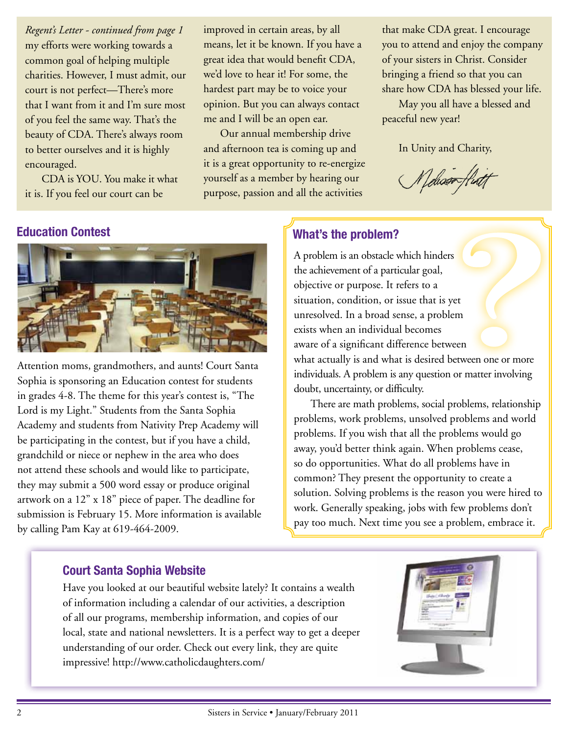*Regent's Letter - continued from page 1*

my efforts were working towards a common goal of helping multiple charities. However, I must admit, our court is not perfect—There's more that I want from it and I'm sure most of you feel the same way. That's the beauty of CDA. There's always room to better ourselves and it is highly encouraged.

CDA is YOU. You make it what it is. If you feel our court can be improved in certain areas, by all means, let it be known. If you have a great idea that would benefit CDA, we'd love to hear it! For some, the hardest part may be to voice your opinion. But you can always contact me and I will be an open ear.

Our annual membership drive and afternoon tea is coming up and it is a great opportunity to re-energize yourself as a member by hearing our purpose, passion and all the activities that make CDA great. I encourage you to attend and enjoy the company of your sisters in Christ. Consider bringing a friend so that you can share how CDA has blessed your life.

May you all have a blessed and peaceful new year!

In Unity and Charity,

## Education Contest

Attention moms, grandmothers, and aunts! Court Santa Sophia is sponsoring an Education contest for students in grades 4-8. The theme for this year's contest is, "The Lord is my Light." Students from the Santa Sophia Academy and students from Nativity Prep Academy will be participating in the contest, but if you have a child, grandchild or niece or nephew in the area who does not attend these schools and would like to participate, they may submit a 500 word essay or produce original artwork on a 12" x 18" piece of paper. The deadline for submission is February 15. More information is available by calling Pam Kay at 619-464-2009.

## What's the problem?

A problem is an obstacle which hinders the achievement of a particular goal, objective or purpose. It refers to a situation, condition, or issue that is yet unresolved. In a broad sense, a problem exists when an individual becomes aware of a significant difference between what actually is and what is desired between one or more individuals. A problem is any question or matter involving doubt, uncertainty, or difficulty.

There are math problems, social problems, relationship problems, work problems, unsolved problems and world problems. If you wish that all the problems would go away, you'd better think again. When problems cease, so do opportunities. What do all problems have in common? They present the opportunity to create a solution. Solving problems is the reason you were hired to work. Generally speaking, jobs with few problems don't pay too much. Next time you see a problem, embrace it.

## Court Santa Sophia Website

Have you looked at our beautiful website lately? It contains a wealth of information including a calendar of our activities, a description of all our programs, membership information, and copies of our local, state and national newsletters. It is a perfect way to get a deeper understanding of our order. Check out every link, they are quite impressive! http://www.catholicdaughters.com/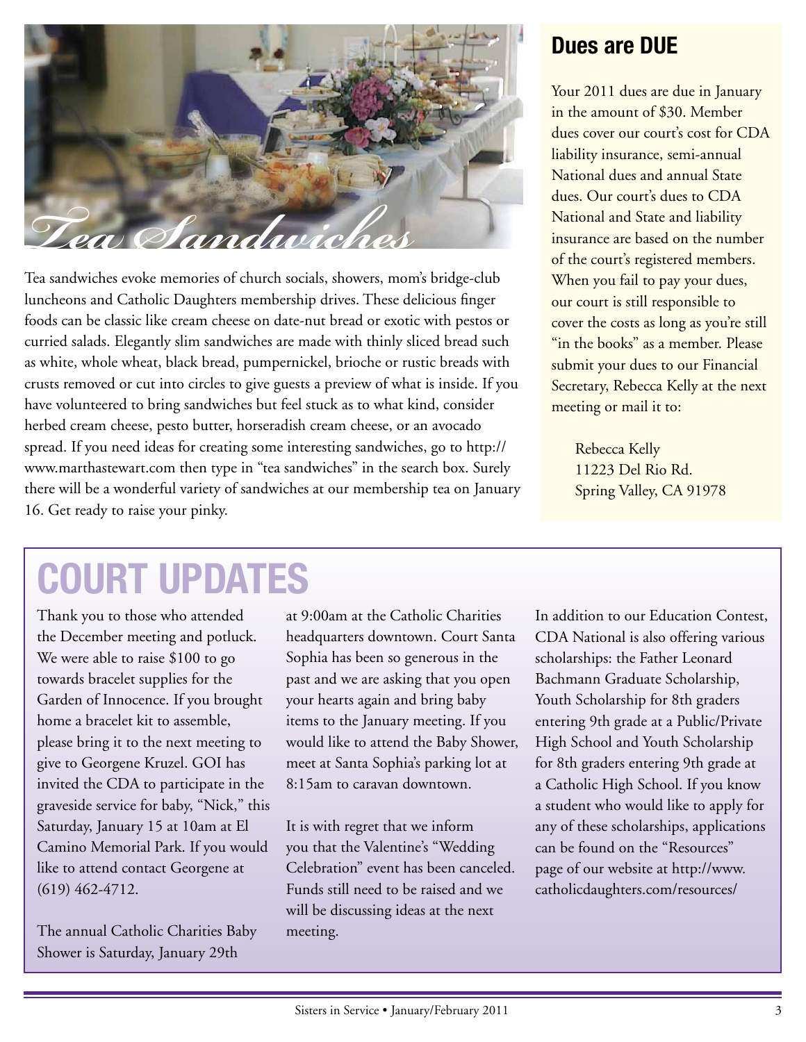## Tea Sandwiches

Tea sandwiches evoke memories of church socials, showers, mom's bridge-club luncheons and Catholic Daughters membership drives. These delicious finger foods can be classic like cream cheese on date-nut bread or exotic with pestos or curried salads. Elegantly slim sandwiches are made with thinly sliced bread such as white, whole wheat, black bread, pumpernickel, brioche or rustic breads with crusts removed or cut into circles to give guests a preview of what is inside. If you have volunteered to bring sandwiches but feel stuck as to what kind, consider herbed cream cheese, pesto butter, horseradish cream cheese, or an avocado spread. If you need ideas for creating some interesting sandwiches, go to http://www.marthastewart.com then type in "tea sandwiches" in the search box. Surely there will be a wonderful variety of sandwiches at our membership tea on January 16. Get ready to raise your pinky.

## Dues are DUE

Your 2011 dues are due in January in the amount of $30. Member dues cover our court's cost for CDA liability insurance, semi-annual National dues and annual State dues. Our court's dues to CDA National and State and liability insurance are based on the number of the court's registered members. When you fail to pay your dues, our court is still responsible to cover the costs as long as you're still "in the books" as a member. Please submit your dues to our Financial Secretary, Rebecca Kelly at the next meeting or mail it to:

Rebecca Kelly
11223 Del Rio Rd.
Spring Valley, CA 91978

# COURT UPDATES

Thank you to those who attended the December meeting and potluck. We were able to raise $100 to go towards bracelet supplies for the Garden of Innocence. If you brought home a bracelet kit to assemble, please bring it to the next meeting to give to Georgene Kruzel. GOI has invited the CDA to participate in the graveside service for baby, "Nick," this Saturday, January 15 at 10am at El Camino Memorial Park. If you would like to attend contact Georgene at (619) 462-4712.

The annual Catholic Charities Baby Shower is Saturday, January 29th at 9:00am at the Catholic Charities headquarters downtown. Court Santa Sophia has been so generous in the past and we are asking that you open your hearts again and bring baby items to the January meeting. If you would like to attend the Baby Shower, meet at Santa Sophia's parking lot at 8:15am to caravan downtown.

It is with regret that we inform you that the Valentine's "Wedding Celebration" event has been canceled. Funds still need to be raised and we will be discussing ideas at the next meeting.

In addition to our Education Contest, CDA National is also offering various scholarships: the Father Leonard Bachmann Graduate Scholarship, Youth Scholarship for 8th graders entering 9th grade at a Public/Private High School and Youth Scholarship for 8th graders entering 9th grade at a Catholic High School. If you know a student who would like to apply for any of these scholarships, applications can be found on the "Resources" page of our website at http://www.catholicdaughters.com/resources/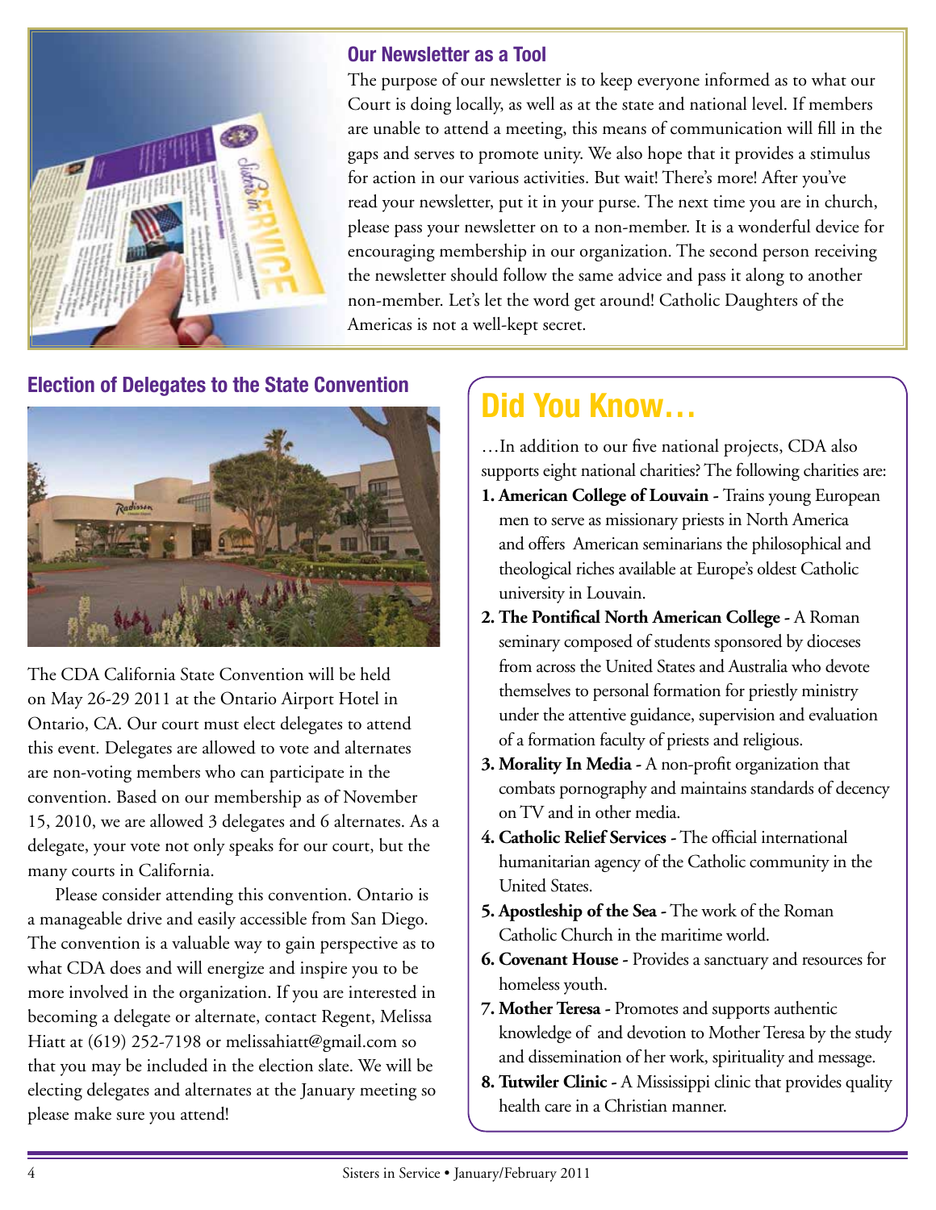## Our Newsletter as a Tool

The purpose of our newsletter is to keep everyone informed as to what our Court is doing locally, as well as at the state and national level. If members are unable to attend a meeting, this means of communication will fill in the gaps and serves to promote unity. We also hope that it provides a stimulus for action in our various activities. But wait! There's more! After you've read your newsletter, put it in your purse. The next time you are in church, please pass your newsletter on to a non-member. It is a wonderful device for encouraging membership in our organization. The second person receiving the newsletter should follow the same advice and pass it along to another non-member. Let's let the word get around! Catholic Daughters of the Americas is not a well-kept secret.

## Election of Delegates to the State Convention

The CDA California State Convention will be held on May 26-29 2011 at the Ontario Airport Hotel in Ontario, CA. Our court must elect delegates to attend this event. Delegates are allowed to vote and alternates are non-voting members who can participate in the convention. Based on our membership as of November 15, 2010, we are allowed 3 delegates and 6 alternates. As a delegate, your vote not only speaks for our court, but the many courts in California.

Please consider attending this convention. Ontario is a manageable drive and easily accessible from San Diego. The convention is a valuable way to gain perspective as to what CDA does and will energize and inspire you to be more involved in the organization. If you are interested in becoming a delegate or alternate, contact Regent, Melissa Hiatt at (619) 252-7198 or melissahiatt@gmail.com so that you may be included in the election slate. We will be electing delegates and alternates at the January meeting so please make sure you attend!

## Did You Know…

…In addition to our five national projects, CDA also supports eight national charities? The following charities are:

1. **American College of Louvain -** Trains young European men to serve as missionary priests in North America and offers American seminarians the philosophical and theological riches available at Europe's oldest Catholic university in Louvain.
2. **The Pontifical North American College -** A Roman seminary composed of students sponsored by dioceses from across the United States and Australia who devote themselves to personal formation for priestly ministry under the attentive guidance, supervision and evaluation of a formation faculty of priests and religious.
3. **Morality In Media -** A non-profit organization that combats pornography and maintains standards of decency on TV and in other media.
4. **Catholic Relief Services -** The official international humanitarian agency of the Catholic community in the United States.
5. **Apostleship of the Sea -** The work of the Roman Catholic Church in the maritime world.
6. **Covenant House -** Provides a sanctuary and resources for homeless youth.
7. **Mother Teresa -** Promotes and supports authentic knowledge of and devotion to Mother Teresa by the study and dissemination of her work, spirituality and message.
8. **Tutwiler Clinic -** A Mississippi clinic that provides quality health care in a Christian manner.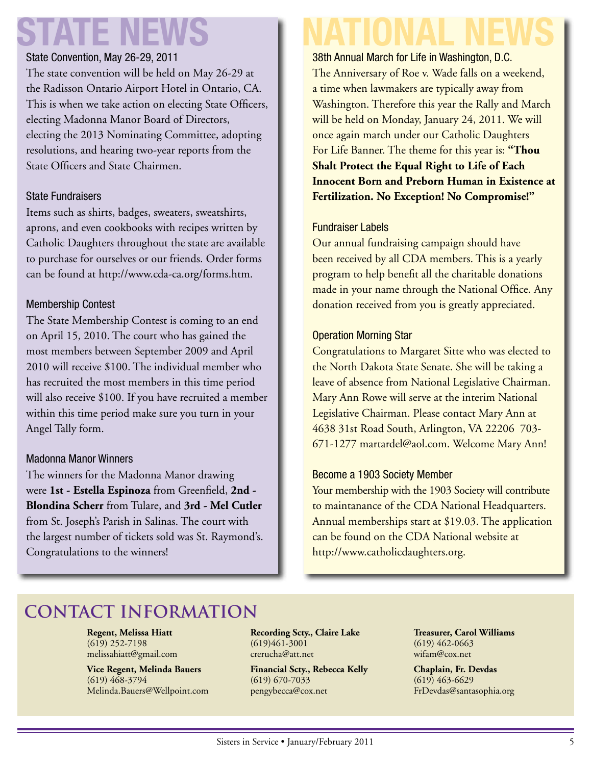# STATE NEWS

### State Convention, May 26-29, 2011

The state convention will be held on May 26-29 at the Radisson Ontario Airport Hotel in Ontario, CA. This is when we take action on electing State Officers, electing Madonna Manor Board of Directors, electing the 2013 Nominating Committee, adopting resolutions, and hearing two-year reports from the State Officers and State Chairmen.

### State Fundraisers

Items such as shirts, badges, sweaters, sweatshirts, aprons, and even cookbooks with recipes written by Catholic Daughters throughout the state are available to purchase for ourselves or our friends. Order forms can be found at http://www.cda-ca.org/forms.htm.

### Membership Contest

The State Membership Contest is coming to an end on April 15, 2010. The court who has gained the most members between September 2009 and April 2010 will receive $100. The individual member who has recruited the most members in this time period will also receive $100. If you have recruited a member within this time period make sure you turn in your Angel Tally form.

### Madonna Manor Winners

The winners for the Madonna Manor drawing were **1st - Estella Espinoza** from Greenfield, **2nd - Blondina Scherr** from Tulare, and **3rd - Mel Cutler** from St. Joseph's Parish in Salinas. The court with the largest number of tickets sold was St. Raymond's. Congratulations to the winners!

# NATIONAL NEWS

### 38th Annual March for Life in Washington, D.C.

The Anniversary of Roe v. Wade falls on a weekend, a time when lawmakers are typically away from Washington. Therefore this year the Rally and March will be held on Monday, January 24, 2011. We will once again march under our Catholic Daughters For Life Banner. The theme for this year is: **"Thou Shalt Protect the Equal Right to Life of Each Innocent Born and Preborn Human in Existence at Fertilization. No Exception! No Compromise!"**

### Fundraiser Labels

Our annual fundraising campaign should have been received by all CDA members. This is a yearly program to help benefit all the charitable donations made in your name through the National Office. Any donation received from you is greatly appreciated.

### Operation Morning Star

Congratulations to Margaret Sitte who was elected to the North Dakota State Senate. She will be taking a leave of absence from National Legislative Chairman. Mary Ann Rowe will serve at the interim National Legislative Chairman. Please contact Mary Ann at 4638 31st Road South, Arlington, VA 22206 703-671-1277 martardel@aol.com. Welcome Mary Ann!

### Become a 1903 Society Member

Your membership with the 1903 Society will contribute to maintanance of the CDA National Headquarters. Annual memberships start at $19.03. The application can be found on the CDA National website at http://www.catholicdaughters.org.

# CONTACT INFORMATION

**Regent, Melissa Hiatt**
(619) 252-7198
melissahiatt@gmail.com

**Vice Regent, Melinda Bauers**
(619) 468-3794
Melinda.Bauers@Wellpoint.com

**Recording Scty., Claire Lake**
(619)461-3001
crerucha@att.net

**Financial Scty., Rebecca Kelly**
(619) 670-7033
pengybecca@cox.net

**Treasurer, Carol Williams**
(619) 462-0663
wifam@cox.net

**Chaplain, Fr. Devdas**
(619) 463-6629
FrDevdas@santasophia.org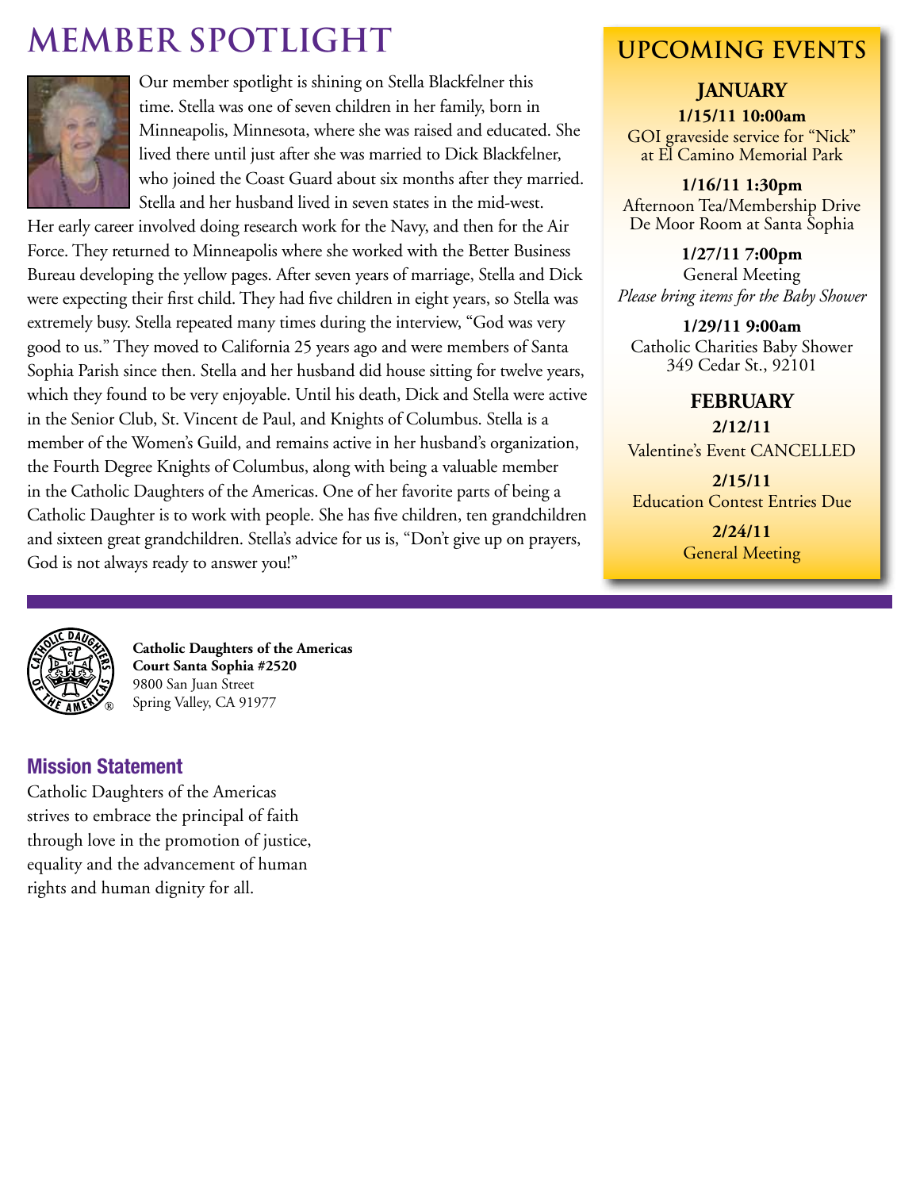# MEMBER SPOTLIGHT

Our member spotlight is shining on Stella Blackfelner this time. Stella was one of seven children in her family, born in Minneapolis, Minnesota, where she was raised and educated. She lived there until just after she was married to Dick Blackfelner, who joined the Coast Guard about six months after they married. Stella and her husband lived in seven states in the mid-west. Her early career involved doing research work for the Navy, and then for the Air Force. They returned to Minneapolis where she worked with the Better Business Bureau developing the yellow pages. After seven years of marriage, Stella and Dick were expecting their first child. They had five children in eight years, so Stella was extremely busy. Stella repeated many times during the interview, "God was very good to us." They moved to California 25 years ago and were members of Santa Sophia Parish since then. Stella and her husband did house sitting for twelve years, which they found to be very enjoyable. Until his death, Dick and Stella were active in the Senior Club, St. Vincent de Paul, and Knights of Columbus. Stella is a member of the Women's Guild, and remains active in her husband's organization, the Fourth Degree Knights of Columbus, along with being a valuable member in the Catholic Daughters of the Americas. One of her favorite parts of being a Catholic Daughter is to work with people. She has five children, ten grandchildren and sixteen great grandchildren. Stella's advice for us is, "Don't give up on prayers, God is not always ready to answer you!"

## UPCOMING EVENTS

### JANUARY

**1/15/11 10:00am**
GOI graveside service for "Nick" at El Camino Memorial Park

**1/16/11 1:30pm**
Afternoon Tea/Membership Drive
De Moor Room at Santa Sophia

**1/27/11 7:00pm**
General Meeting
*Please bring items for the Baby Shower*

**1/29/11 9:00am**
Catholic Charities Baby Shower
349 Cedar St., 92101

### FEBRUARY

**2/12/11**
Valentine's Event CANCELLED

**2/15/11**
Education Contest Entries Due

**2/24/11**
General Meeting

---

**Catholic Daughters of the Americas**
**Court Santa Sophia #2520**
9800 San Juan Street
Spring Valley, CA 91977

## Mission Statement

Catholic Daughters of the Americas strives to embrace the principal of faith through love in the promotion of justice, equality and the advancement of human rights and human dignity for all.